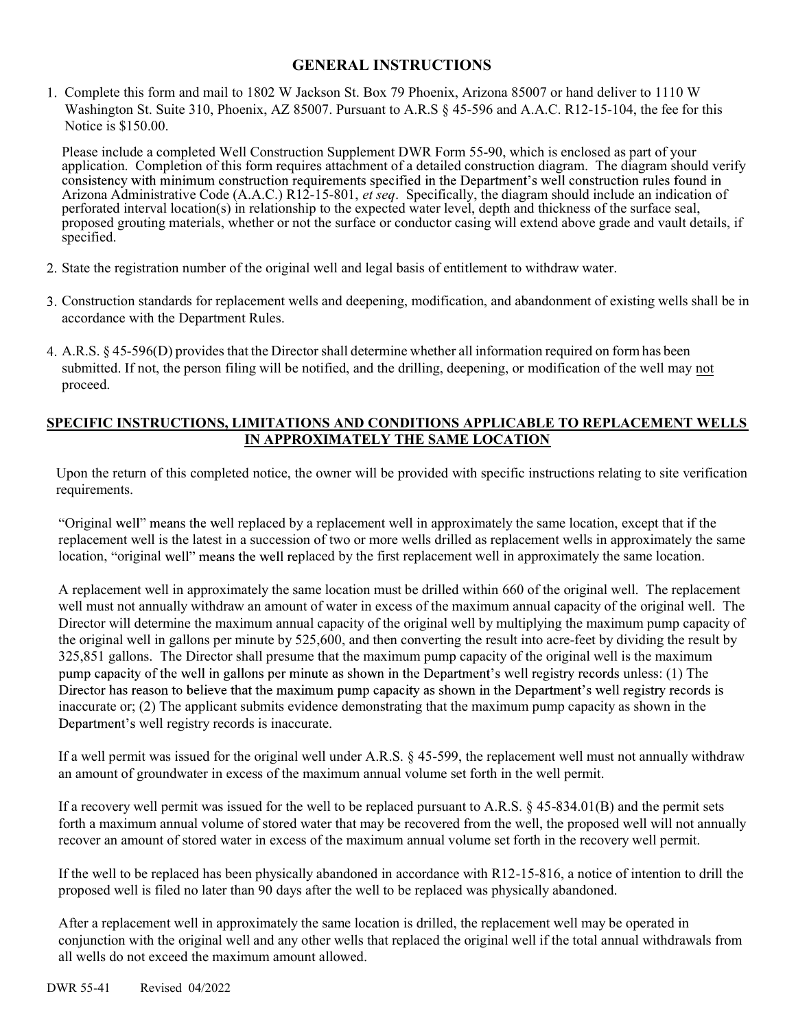## GENERAL INSTRUCTIONS

1. Complete this form and mail to 1802 W Jackson St. Box 79 Phoenix, Arizona 85007 or hand deliver to 1110 W Washington St. Suite 310, Phoenix, AZ 85007. Pursuant to A.R.S § 45-596 and A.A.C. R12-15-104, the fee for this Notice is $150.00.

   Please include a completed Well Construction Supplement DWR Form 55-90, which is enclosed as part of your application. Completion of this form requires attachment of a detailed construction diagram. The diagram should verify consistency with minimum construction requirements specified in the Department's well construction rules found in Arizona Administrative Code (A.A.C.) R12-15-801, *et seq*. Specifically, the diagram should include an indication of perforated interval location(s) in relationship to the expected water level, depth and thickness of the surface seal, proposed grouting materials, whether or not the surface or conductor casing will extend above grade and vault details, if specified.

2. State the registration number of the original well and legal basis of entitlement to withdraw water.

3. Construction standards for replacement wells and deepening, modification, and abandonment of existing wells shall be in accordance with the Department Rules.

4. A.R.S. § 45-596(D) provides that the Director shall determine whether all information required on form has been submitted. If not, the person filing will be notified, and the drilling, deepening, or modification of the well may not proceed.

## SPECIFIC INSTRUCTIONS, LIMITATIONS AND CONDITIONS APPLICABLE TO REPLACEMENT WELLS IN APPROXIMATELY THE SAME LOCATION

Upon the return of this completed notice, the owner will be provided with specific instructions relating to site verification requirements.

"Original well" means the well replaced by a replacement well in approximately the same location, except that if the replacement well is the latest in a succession of two or more wells drilled as replacement wells in approximately the same location, "original well" means the well replaced by the first replacement well in approximately the same location.

A replacement well in approximately the same location must be drilled within 660 of the original well. The replacement well must not annually withdraw an amount of water in excess of the maximum annual capacity of the original well. The Director will determine the maximum annual capacity of the original well by multiplying the maximum pump capacity of the original well in gallons per minute by 525,600, and then converting the result into acre-feet by dividing the result by 325,851 gallons. The Director shall presume that the maximum pump capacity of the original well is the maximum pump capacity of the well in gallons per minute as shown in the Department's well registry records unless: (1) The Director has reason to believe that the maximum pump capacity as shown in the Department's well registry records is inaccurate or; (2) The applicant submits evidence demonstrating that the maximum pump capacity as shown in the Department's well registry records is inaccurate.

If a well permit was issued for the original well under A.R.S. § 45-599, the replacement well must not annually withdraw an amount of groundwater in excess of the maximum annual volume set forth in the well permit.

If a recovery well permit was issued for the well to be replaced pursuant to A.R.S. § 45-834.01(B) and the permit sets forth a maximum annual volume of stored water that may be recovered from the well, the proposed well will not annually recover an amount of stored water in excess of the maximum annual volume set forth in the recovery well permit.

If the well to be replaced has been physically abandoned in accordance with R12-15-816, a notice of intention to drill the proposed well is filed no later than 90 days after the well to be replaced was physically abandoned.

After a replacement well in approximately the same location is drilled, the replacement well may be operated in conjunction with the original well and any other wells that replaced the original well if the total annual withdrawals from all wells do not exceed the maximum amount allowed.

DWR 55-41 Revised 04/2022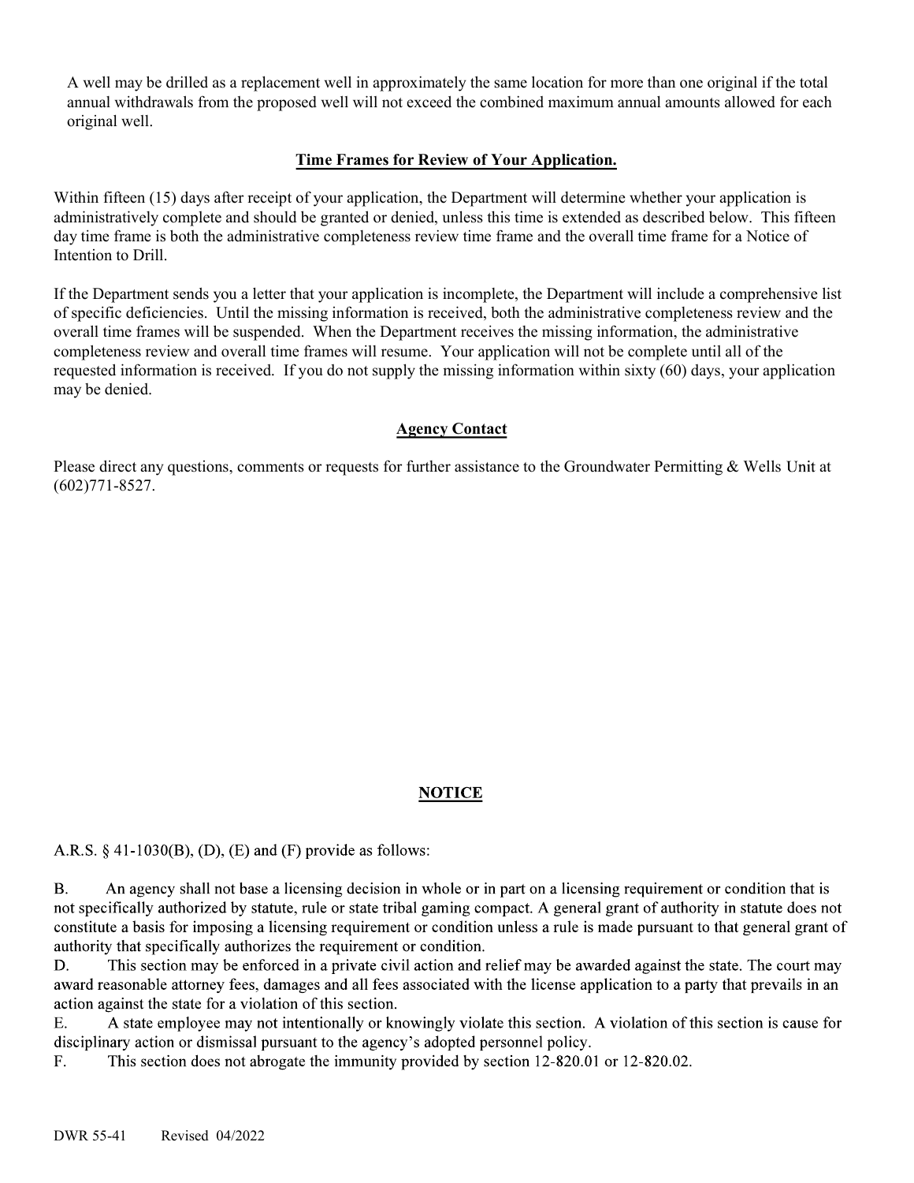A well may be drilled as a replacement well in approximately the same location for more than one original if the total annual withdrawals from the proposed well will not exceed the combined maximum annual amounts allowed for each original well.

## Time Frames for Review of Your Application.

Within fifteen (15) days after receipt of your application, the Department will determine whether your application is administratively complete and should be granted or denied, unless this time is extended as described below. This fifteen day time frame is both the administrative completeness review time frame and the overall time frame for a Notice of Intention to Drill.

If the Department sends you a letter that your application is incomplete, the Department will include a comprehensive list of specific deficiencies. Until the missing information is received, both the administrative completeness review and the overall time frames will be suspended. When the Department receives the missing information, the administrative completeness review and overall time frames will resume. Your application will not be complete until all of the requested information is received. If you do not supply the missing information within sixty (60) days, your application may be denied.

## Agency Contact

Please direct any questions, comments or requests for further assistance to the Groundwater Permitting & Wells Unit at (602)771-8527.

## NOTICE

A.R.S. § 41-1030(B), (D), (E) and (F) provide as follows:

B. An agency shall not base a licensing decision in whole or in part on a licensing requirement or condition that is not specifically authorized by statute, rule or state tribal gaming compact. A general grant of authority in statute does not constitute a basis for imposing a licensing requirement or condition unless a rule is made pursuant to that general grant of authority that specifically authorizes the requirement or condition.

D. This section may be enforced in a private civil action and relief may be awarded against the state. The court may award reasonable attorney fees, damages and all fees associated with the license application to a party that prevails in an action against the state for a violation of this section.

E. A state employee may not intentionally or knowingly violate this section. A violation of this section is cause for disciplinary action or dismissal pursuant to the agency's adopted personnel policy.

F. This section does not abrogate the immunity provided by section 12-820.01 or 12-820.02.

DWR 55-41 Revised 04/2022